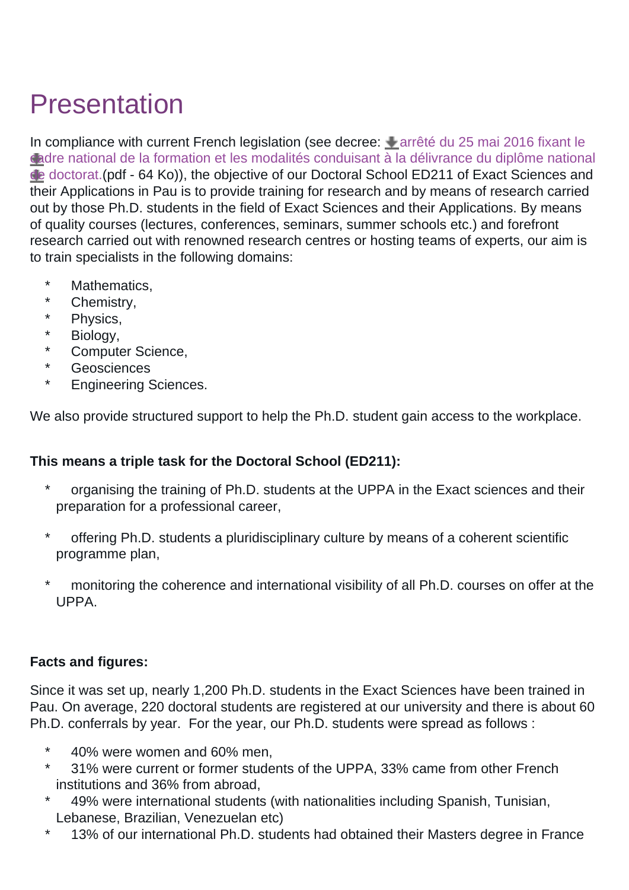# Presentation

In compliance with current French legislation (see decree: arrêté du 25 mai 2016 fixant le cadre national de la formation et les modalités conduisant à la délivrance du diplôme national de doctorat.(pdf - 64 Ko)), the objective of our Doctoral School ED211 of Exact Sciences and their Applications in Pau is to provide training for research and by means of research carried out by those Ph.D. students in the field of Exact Sciences and their Applications. By means of quality courses (lectures, conferences, seminars, summer schools etc.) and forefront research carried out with renowned research centres or hosting teams of experts, our aim is to train specialists in the following domains:

* Mathematics,
* Chemistry,
* Physics,
* Biology,
* Computer Science,
* Geosciences
* Engineering Sciences.

We also provide structured support to help the Ph.D. student gain access to the workplace.

**This means a triple task for the Doctoral School (ED211):**

* organising the training of Ph.D. students at the UPPA in the Exact sciences and their preparation for a professional career,

* offering Ph.D. students a pluridisciplinary culture by means of a coherent scientific programme plan,

* monitoring the coherence and international visibility of all Ph.D. courses on offer at the UPPA.

**Facts and figures:**

Since it was set up, nearly 1,200 Ph.D. students in the Exact Sciences have been trained in Pau. On average, 220 doctoral students are registered at our university and there is about 60 Ph.D. conferrals by year. For the year, our Ph.D. students were spread as follows :

* 40% were women and 60% men,
* 31% were current or former students of the UPPA, 33% came from other French institutions and 36% from abroad,
* 49% were international students (with nationalities including Spanish, Tunisian, Lebanese, Brazilian, Venezuelan etc)
* 13% of our international Ph.D. students had obtained their Masters degree in France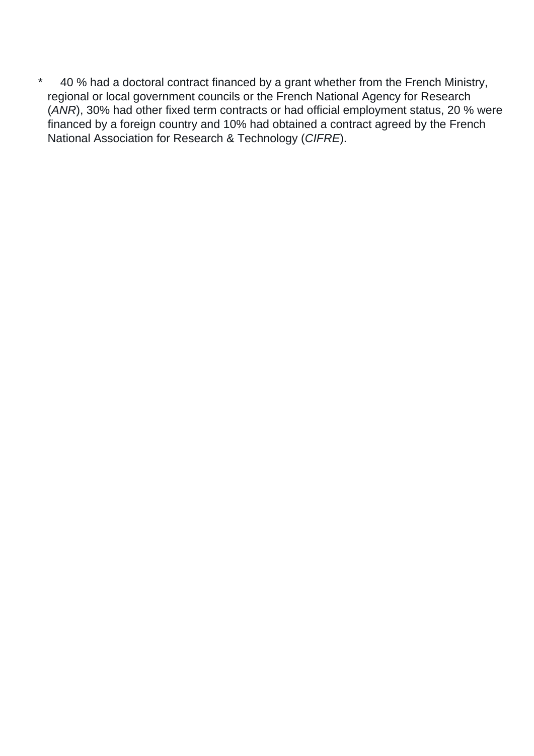* 40 % had a doctoral contract financed by a grant whether from the French Ministry, regional or local government councils or the French National Agency for Research (*ANR*), 30% had other fixed term contracts or had official employment status, 20 % were financed by a foreign country and 10% had obtained a contract agreed by the French National Association for Research & Technology (*CIFRE*).